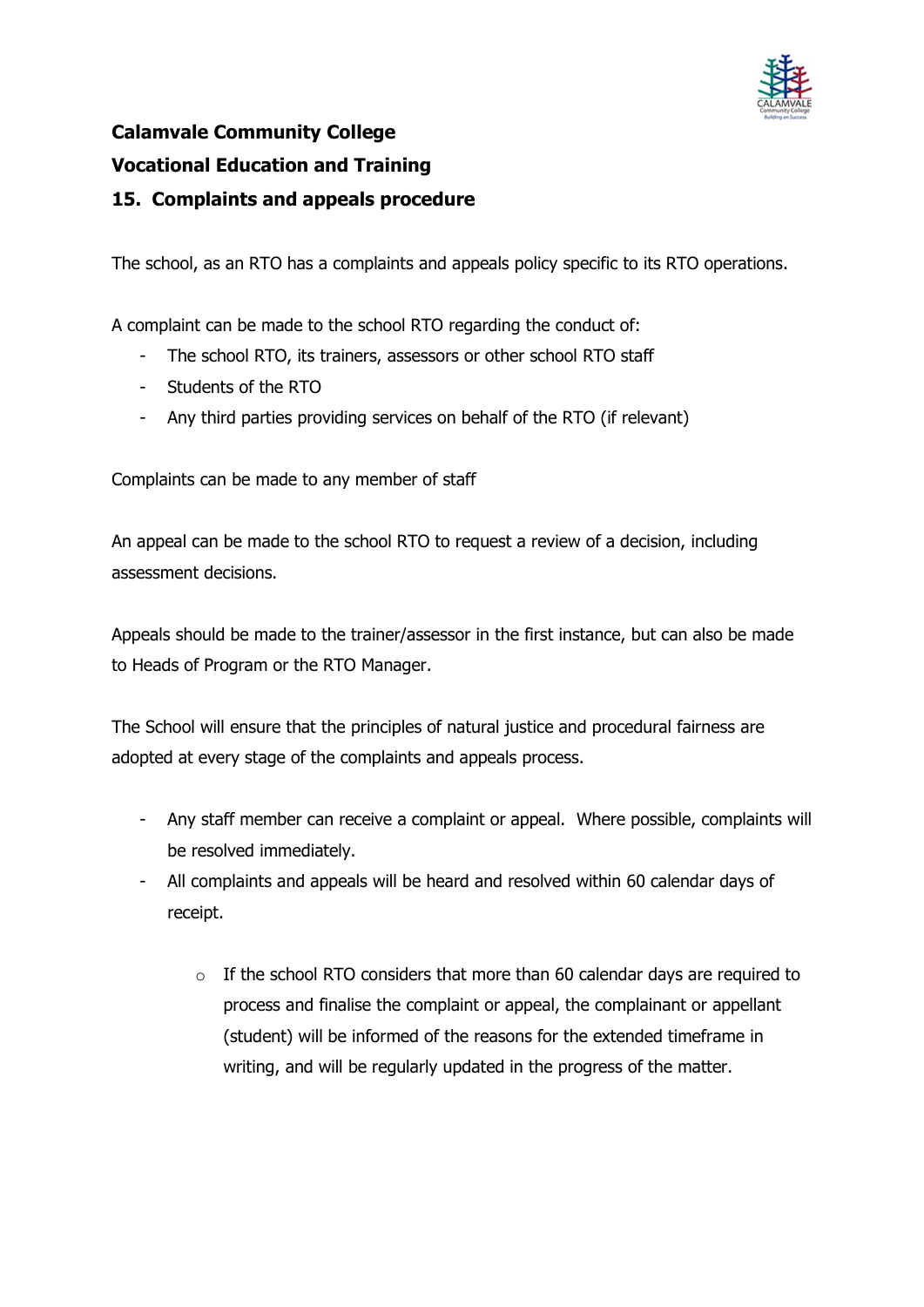**Calamvale Community College**

**Vocational Education and Training**

## 15. Complaints and appeals procedure

The school, as an RTO has a complaints and appeals policy specific to its RTO operations.

A complaint can be made to the school RTO regarding the conduct of:

- The school RTO, its trainers, assessors or other school RTO staff
- Students of the RTO
- Any third parties providing services on behalf of the RTO (if relevant)

Complaints can be made to any member of staff

An appeal can be made to the school RTO to request a review of a decision, including assessment decisions.

Appeals should be made to the trainer/assessor in the first instance, but can also be made to Heads of Program or the RTO Manager.

The School will ensure that the principles of natural justice and procedural fairness are adopted at every stage of the complaints and appeals process.

- Any staff member can receive a complaint or appeal. Where possible, complaints will be resolved immediately.
- All complaints and appeals will be heard and resolved within 60 calendar days of receipt.
    - If the school RTO considers that more than 60 calendar days are required to process and finalise the complaint or appeal, the complainant or appellant (student) will be informed of the reasons for the extended timeframe in writing, and will be regularly updated in the progress of the matter.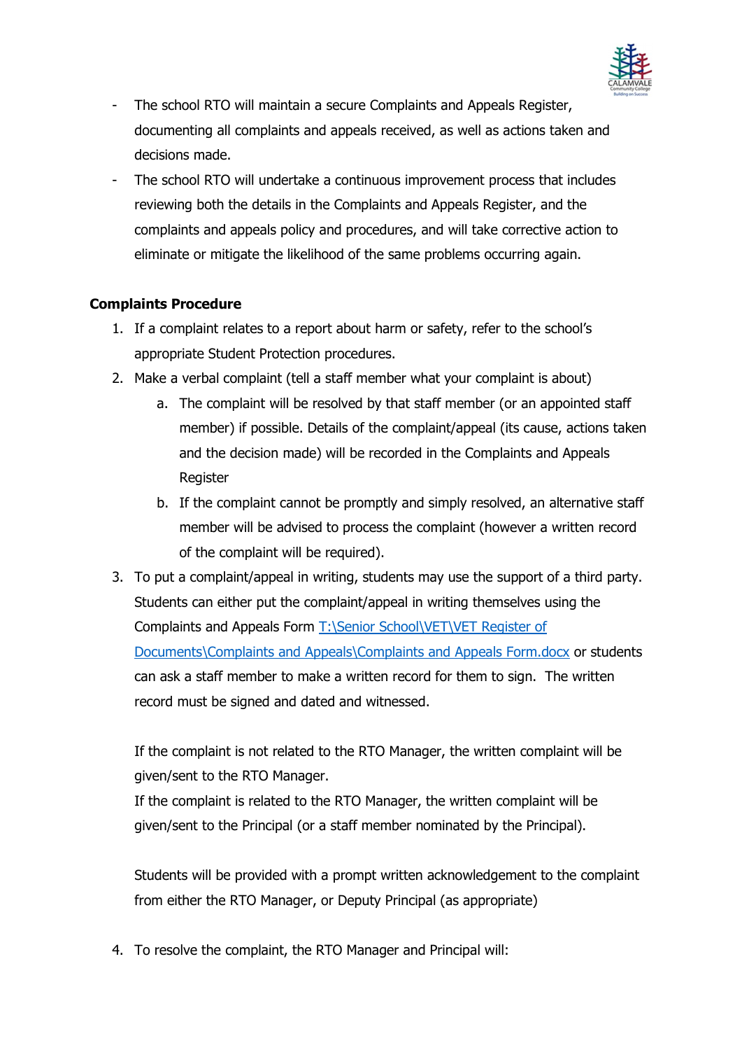- The school RTO will maintain a secure Complaints and Appeals Register, documenting all complaints and appeals received, as well as actions taken and decisions made.
- The school RTO will undertake a continuous improvement process that includes reviewing both the details in the Complaints and Appeals Register, and the complaints and appeals policy and procedures, and will take corrective action to eliminate or mitigate the likelihood of the same problems occurring again.

**Complaints Procedure**

1. If a complaint relates to a report about harm or safety, refer to the school's appropriate Student Protection procedures.
2. Make a verbal complaint (tell a staff member what your complaint is about)
    a. The complaint will be resolved by that staff member (or an appointed staff member) if possible. Details of the complaint/appeal (its cause, actions taken and the decision made) will be recorded in the Complaints and Appeals Register
    b. If the complaint cannot be promptly and simply resolved, an alternative staff member will be advised to process the complaint (however a written record of the complaint will be required).
3. To put a complaint/appeal in writing, students may use the support of a third party. Students can either put the complaint/appeal in writing themselves using the Complaints and Appeals Form T:\Senior School\VET\VET Register of Documents\Complaints and Appeals\Complaints and Appeals Form.docx or students can ask a staff member to make a written record for them to sign. The written record must be signed and dated and witnessed.

    If the complaint is not related to the RTO Manager, the written complaint will be given/sent to the RTO Manager.
    If the complaint is related to the RTO Manager, the written complaint will be given/sent to the Principal (or a staff member nominated by the Principal).

    Students will be provided with a prompt written acknowledgement to the complaint from either the RTO Manager, or Deputy Principal (as appropriate)

4. To resolve the complaint, the RTO Manager and Principal will: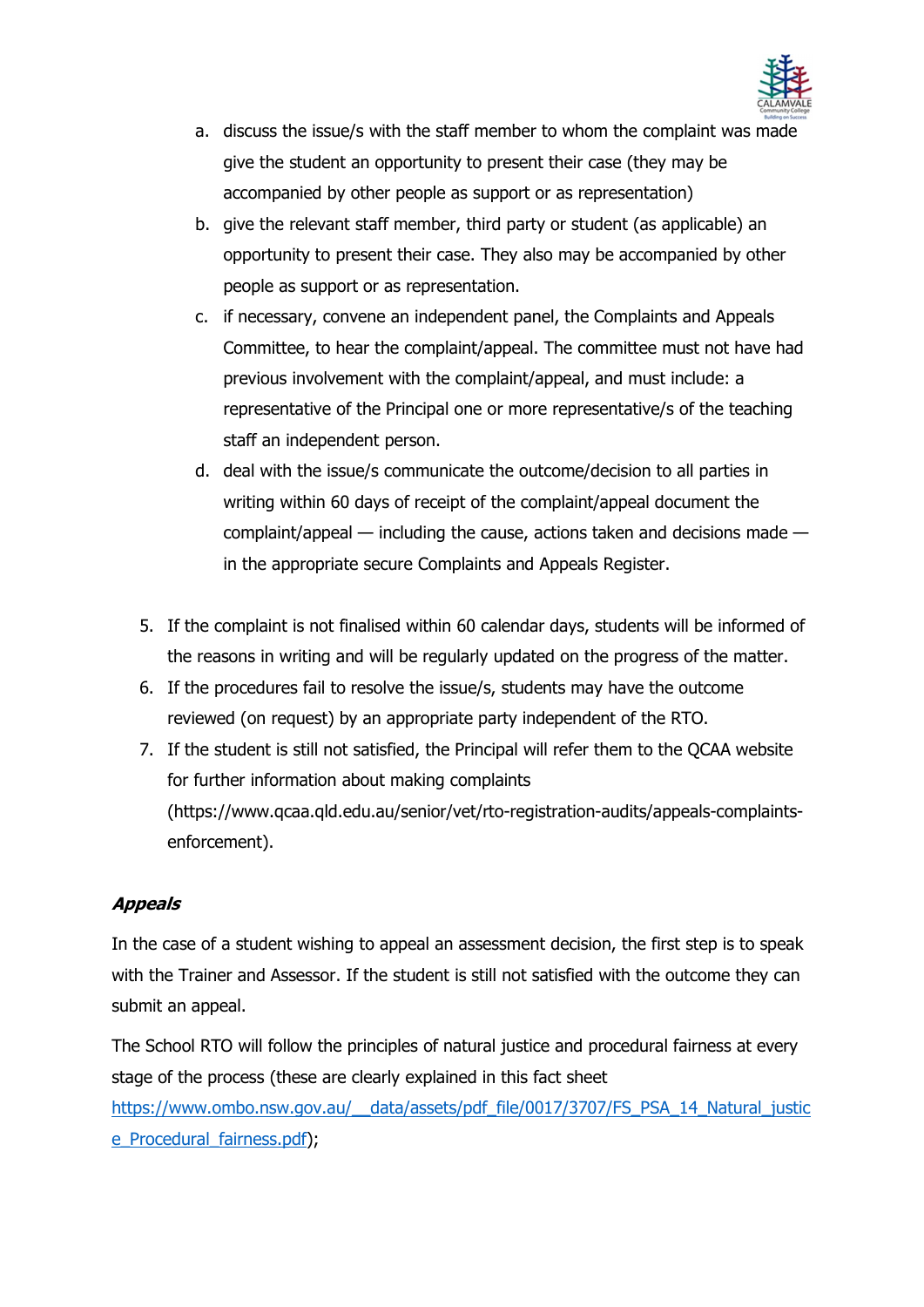a. discuss the issue/s with the staff member to whom the complaint was made give the student an opportunity to present their case (they may be accompanied by other people as support or as representation)
b. give the relevant staff member, third party or student (as applicable) an opportunity to present their case. They also may be accompanied by other people as support or as representation.
c. if necessary, convene an independent panel, the Complaints and Appeals Committee, to hear the complaint/appeal. The committee must not have had previous involvement with the complaint/appeal, and must include: a representative of the Principal one or more representative/s of the teaching staff an independent person.
d. deal with the issue/s communicate the outcome/decision to all parties in writing within 60 days of receipt of the complaint/appeal document the complaint/appeal — including the cause, actions taken and decisions made — in the appropriate secure Complaints and Appeals Register.

5. If the complaint is not finalised within 60 calendar days, students will be informed of the reasons in writing and will be regularly updated on the progress of the matter.
6. If the procedures fail to resolve the issue/s, students may have the outcome reviewed (on request) by an appropriate party independent of the RTO.
7. If the student is still not satisfied, the Principal will refer them to the QCAA website for further information about making complaints (https://www.qcaa.qld.edu.au/senior/vet/rto-registration-audits/appeals-complaints-enforcement).

***Appeals***

In the case of a student wishing to appeal an assessment decision, the first step is to speak with the Trainer and Assessor. If the student is still not satisfied with the outcome they can submit an appeal.

The School RTO will follow the principles of natural justice and procedural fairness at every stage of the process (these are clearly explained in this fact sheet [https://www.ombo.nsw.gov.au/__data/assets/pdf_file/0017/3707/FS_PSA_14_Natural_justice_Procedural_fairness.pdf](https://www.ombo.nsw.gov.au/__data/assets/pdf_file/0017/3707/FS_PSA_14_Natural_justice_Procedural_fairness.pdf));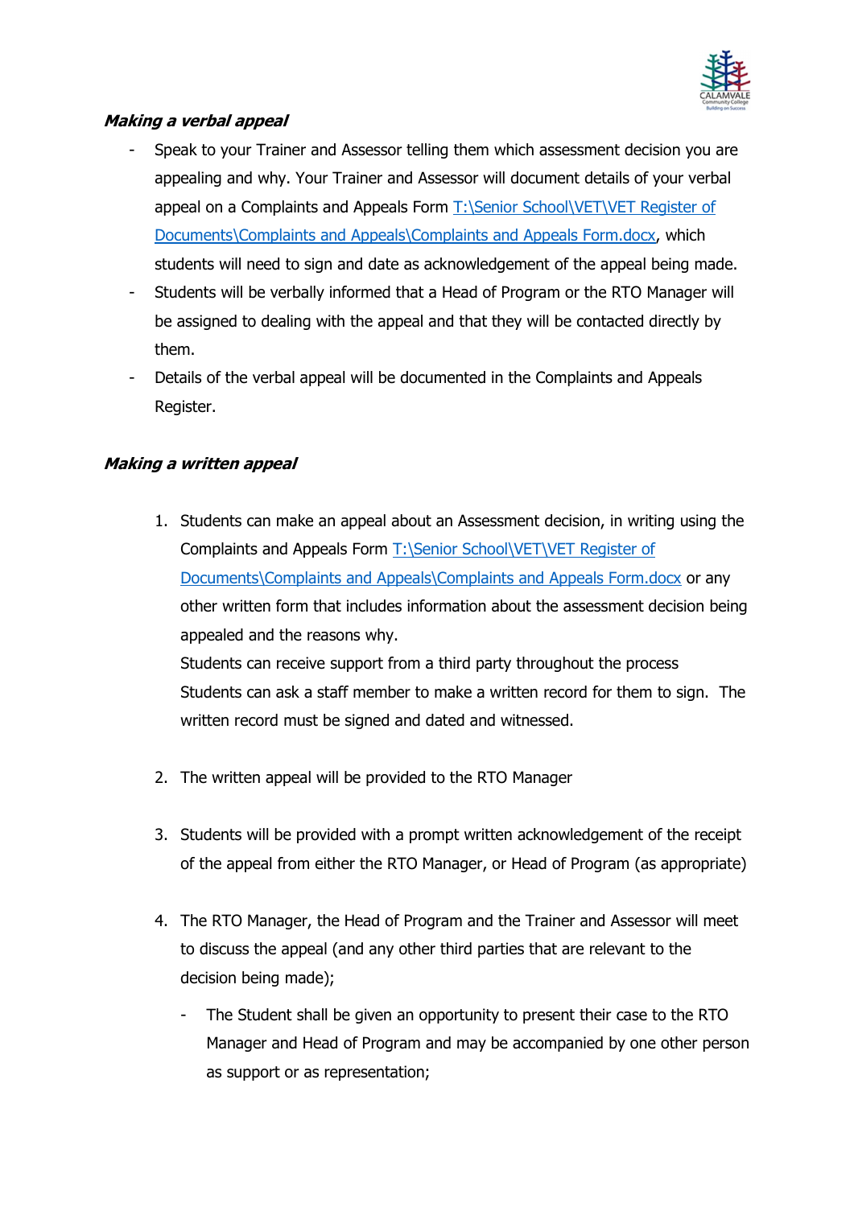### ***Making a verbal appeal***

- Speak to your Trainer and Assessor telling them which assessment decision you are appealing and why. Your Trainer and Assessor will document details of your verbal appeal on a Complaints and Appeals Form [T:\Senior School\VET\VET Register of Documents\Complaints and Appeals\Complaints and Appeals Form.docx](T:\Senior School\VET\VET Register of Documents\Complaints and Appeals\Complaints and Appeals Form.docx), which students will need to sign and date as acknowledgement of the appeal being made.
- Students will be verbally informed that a Head of Program or the RTO Manager will be assigned to dealing with the appeal and that they will be contacted directly by them.
- Details of the verbal appeal will be documented in the Complaints and Appeals Register.

### ***Making a written appeal***

1. Students can make an appeal about an Assessment decision, in writing using the Complaints and Appeals Form [T:\Senior School\VET\VET Register of Documents\Complaints and Appeals\Complaints and Appeals Form.docx](T:\Senior School\VET\VET Register of Documents\Complaints and Appeals\Complaints and Appeals Form.docx) or any other written form that includes information about the assessment decision being appealed and the reasons why.
   Students can receive support from a third party throughout the process
   Students can ask a staff member to make a written record for them to sign. The written record must be signed and dated and witnessed.

2. The written appeal will be provided to the RTO Manager

3. Students will be provided with a prompt written acknowledgement of the receipt of the appeal from either the RTO Manager, or Head of Program (as appropriate)

4. The RTO Manager, the Head of Program and the Trainer and Assessor will meet to discuss the appeal (and any other third parties that are relevant to the decision being made);
   - The Student shall be given an opportunity to present their case to the RTO Manager and Head of Program and may be accompanied by one other person as support or as representation;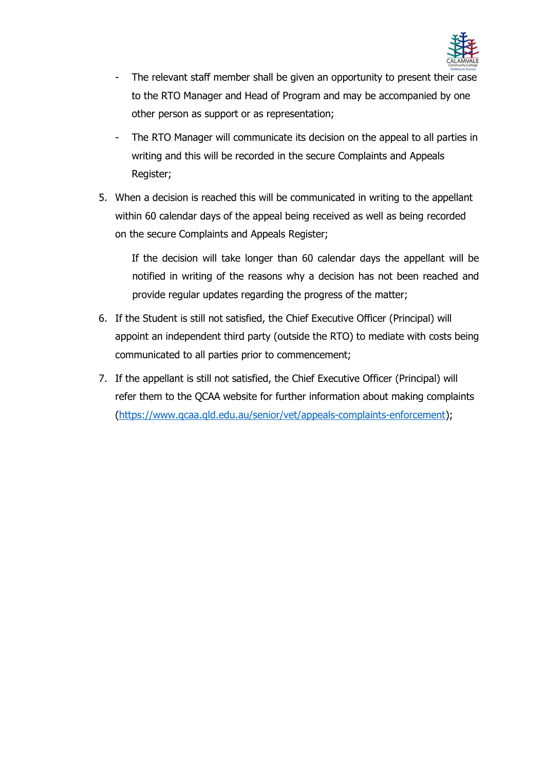- The relevant staff member shall be given an opportunity to present their case to the RTO Manager and Head of Program and may be accompanied by one other person as support or as representation;
- The RTO Manager will communicate its decision on the appeal to all parties in writing and this will be recorded in the secure Complaints and Appeals Register;

5. When a decision is reached this will be communicated in writing to the appellant within 60 calendar days of the appeal being received as well as being recorded on the secure Complaints and Appeals Register;

   If the decision will take longer than 60 calendar days the appellant will be notified in writing of the reasons why a decision has not been reached and provide regular updates regarding the progress of the matter;

6. If the Student is still not satisfied, the Chief Executive Officer (Principal) will appoint an independent third party (outside the RTO) to mediate with costs being communicated to all parties prior to commencement;
7. If the appellant is still not satisfied, the Chief Executive Officer (Principal) will refer them to the QCAA website for further information about making complaints (https://www.qcaa.qld.edu.au/senior/vet/appeals-complaints-enforcement);